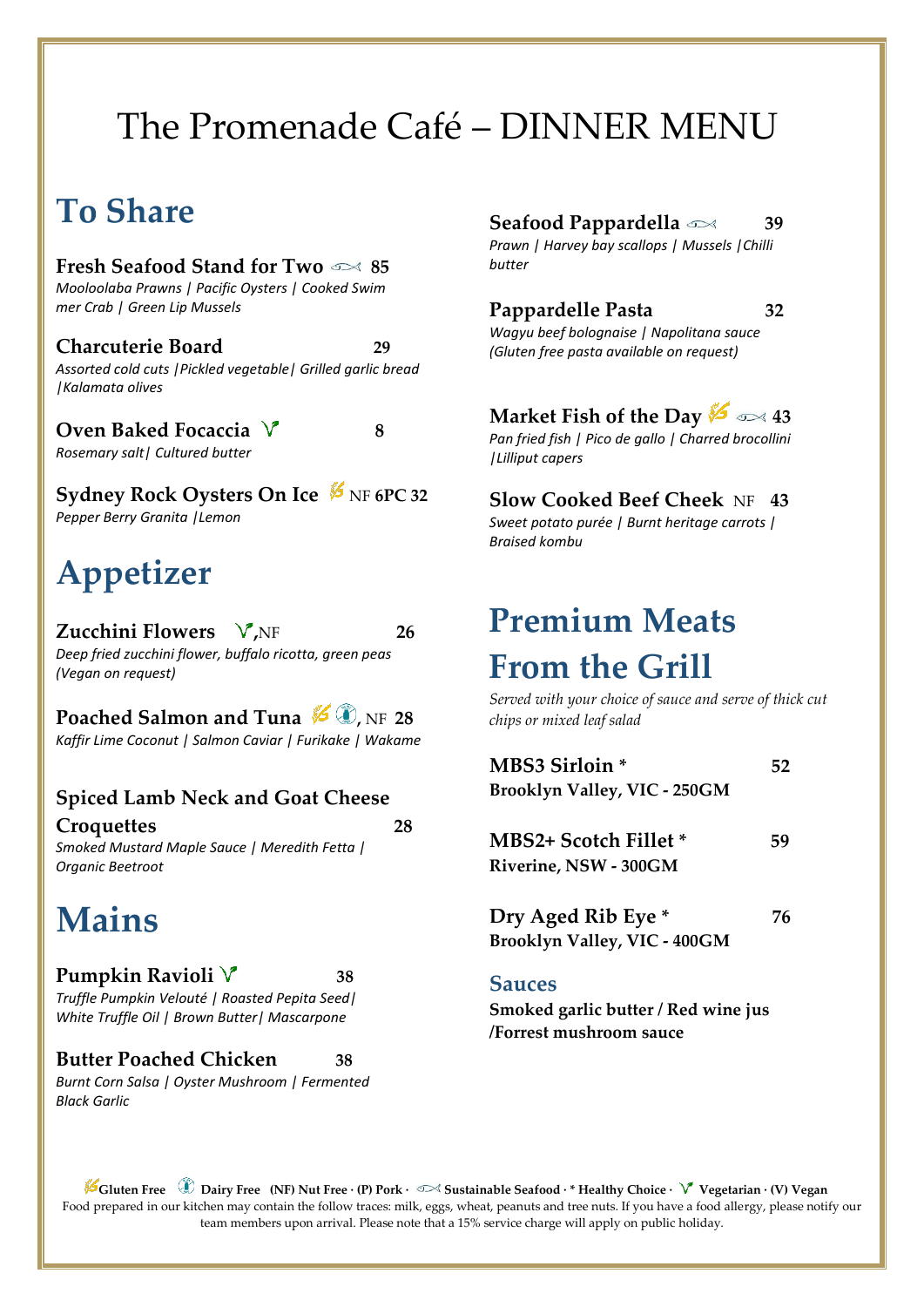# The Promenade Café – DINNER MENU

## To Share

**Fresh Seafood Stand for Two** (Sustainable Seafood) **85**
*Mooloolaba Prawns | Pacific Oysters | Cooked Swim mer Crab | Green Lip Mussels*

**Charcuterie Board** **29**
*Assorted cold cuts |Pickled vegetable| Grilled garlic bread |Kalamata olives*

**Oven Baked Focaccia** (Vegetarian) **8**
*Rosemary salt| Cultured butter*

**Sydney Rock Oysters On Ice** (Gluten Free) NF **6PC 32**
*Pepper Berry Granita |Lemon*

## Appetizer

**Zucchini Flowers** (Vegetarian), NF **26**
*Deep fried zucchini flower, buffalo ricotta, green peas (Vegan on request)*

**Poached Salmon and Tuna** (Gluten Free) (Dairy Free), NF **28**
*Kaffir Lime Coconut | Salmon Caviar | Furikake | Wakame*

**Spiced Lamb Neck and Goat Cheese Croquettes** **28**
*Smoked Mustard Maple Sauce | Meredith Fetta | Organic Beetroot*

## Mains

**Pumpkin Ravioli** (Vegetarian) **38**
*Truffle Pumpkin Velouté | Roasted Pepita Seed| White Truffle Oil | Brown Butter| Mascarpone*

**Butter Poached Chicken** **38**
*Burnt Corn Salsa | Oyster Mushroom | Fermented Black Garlic*

**Seafood Pappardella** (Sustainable Seafood) **39**
*Prawn | Harvey bay scallops | Mussels |Chilli butter*

**Pappardelle Pasta** **32**
*Wagyu beef bolognaise | Napolitana sauce (Gluten free pasta available on request)*

**Market Fish of the Day** (Gluten Free) (Sustainable Seafood) **43**
*Pan fried fish | Pico de gallo | Charred brocollini |Lilliput capers*

**Slow Cooked Beef Cheek** NF **43**
*Sweet potato purée | Burnt heritage carrots | Braised kombu*

## Premium Meats From the Grill

*Served with your choice of sauce and serve of thick cut chips or mixed leaf salad*

**MBS3 Sirloin *** **52**
**Brooklyn Valley, VIC - 250GM**

**MBS2+ Scotch Fillet *** **59**
**Riverine, NSW - 300GM**

**Dry Aged Rib Eye *** **76**
**Brooklyn Valley, VIC - 400GM**

### Sauces

**Smoked garlic butter / Red wine jus /Forrest mushroom sauce**

---

**Gluten Free** **Dairy Free** **(NF) Nut Free · (P) Pork · Sustainable Seafood · * Healthy Choice · Vegetarian · (V) Vegan**

Food prepared in our kitchen may contain the follow traces: milk, eggs, wheat, peanuts and tree nuts. If you have a food allergy, please notify our team members upon arrival. Please note that a 15% service charge will apply on public holiday.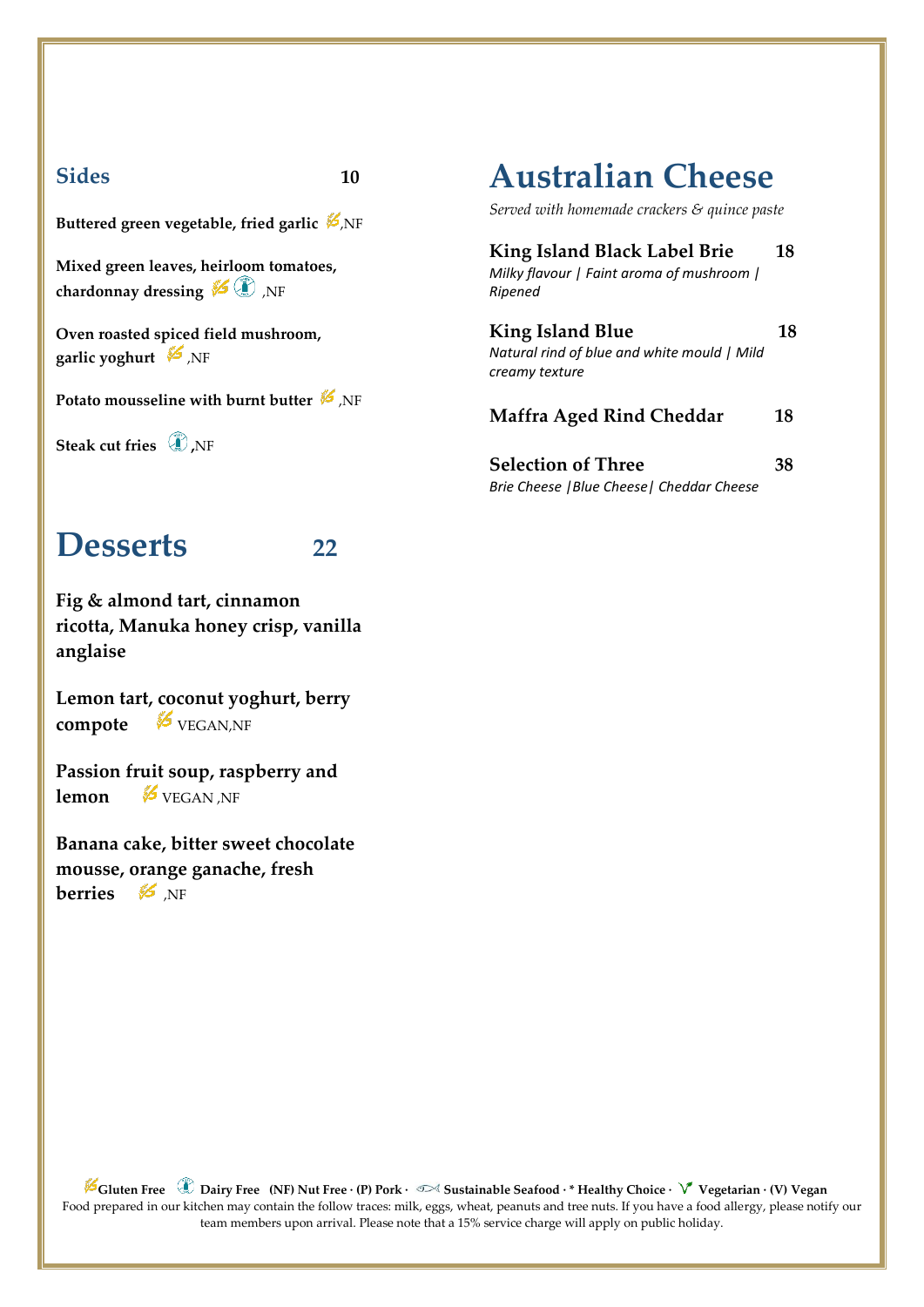## Sides 10

**Buttered green vegetable, fried garlic** ,NF

**Mixed green leaves, heirloom tomatoes, chardonnay dressing** ,NF

**Oven roasted spiced field mushroom, garlic yoghurt** ,NF

**Potato mousseline with burnt butter** ,NF

**Steak cut fries** ,NF

# Desserts 22

**Fig & almond tart, cinnamon ricotta, Manuka honey crisp, vanilla anglaise**

**Lemon tart, coconut yoghurt, berry compote** VEGAN,NF

**Passion fruit soup, raspberry and lemon** VEGAN ,NF

**Banana cake, bitter sweet chocolate mousse, orange ganache, fresh berries** ,NF

# Australian Cheese

*Served with homemade crackers & quince paste*

**King Island Black Label Brie** 18
*Milky flavour | Faint aroma of mushroom | Ripened*

**King Island Blue** 18
*Natural rind of blue and white mould | Mild creamy texture*

**Maffra Aged Rind Cheddar** 18

**Selection of Three** 38
*Brie Cheese |Blue Cheese| Cheddar Cheese*

**Gluten Free** **Dairy Free** **(NF) Nut Free · (P) Pork · Sustainable Seafood · * Healthy Choice · Vegetarian · (V) Vegan**

Food prepared in our kitchen may contain the follow traces: milk, eggs, wheat, peanuts and tree nuts. If you have a food allergy, please notify our team members upon arrival. Please note that a 15% service charge will apply on public holiday.